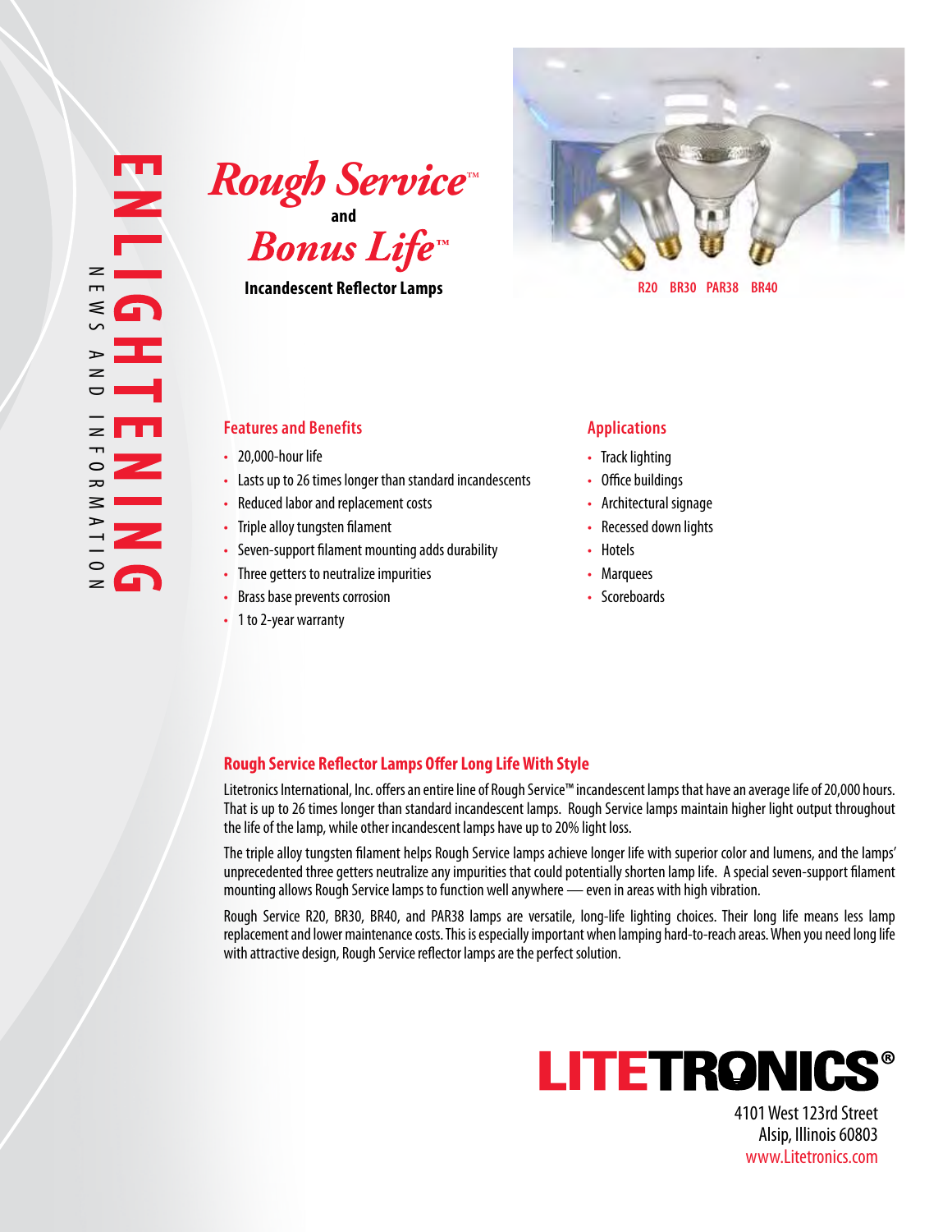ENLIGHTENING

NEWS AND INFORMATION

# *Rough Service*™ and *Bonus Life*™

**Incandescent Reflector Lamps**

R20 BR30 PAR38 BR40

## Features and Benefits

- 20,000-hour life
- Lasts up to 26 times longer than standard incandescents
- Reduced labor and replacement costs
- Triple alloy tungsten filament
- Seven-support filament mounting adds durability
- Three getters to neutralize impurities
- Brass base prevents corrosion
- 1 to 2-year warranty

## Applications

- Track lighting
- Office buildings
- Architectural signage
- Recessed down lights
- Hotels
- Marquees
- Scoreboards

## Rough Service Reflector Lamps Offer Long Life With Style

Litetronics International, Inc. offers an entire line of Rough Service™ incandescent lamps that have an average life of 20,000 hours. That is up to 26 times longer than standard incandescent lamps. Rough Service lamps maintain higher light output throughout the life of the lamp, while other incandescent lamps have up to 20% light loss.

The triple alloy tungsten filament helps Rough Service lamps achieve longer life with superior color and lumens, and the lamps' unprecedented three getters neutralize any impurities that could potentially shorten lamp life. A special seven-support filament mounting allows Rough Service lamps to function well anywhere — even in areas with high vibration.

Rough Service R20, BR30, BR40, and PAR38 lamps are versatile, long-life lighting choices. Their long life means less lamp replacement and lower maintenance costs. This is especially important when lamping hard-to-reach areas. When you need long life with attractive design, Rough Service reflector lamps are the perfect solution.

**LITETRONICS®**

4101 West 123rd Street
Alsip, Illinois 60803
www.Litetronics.com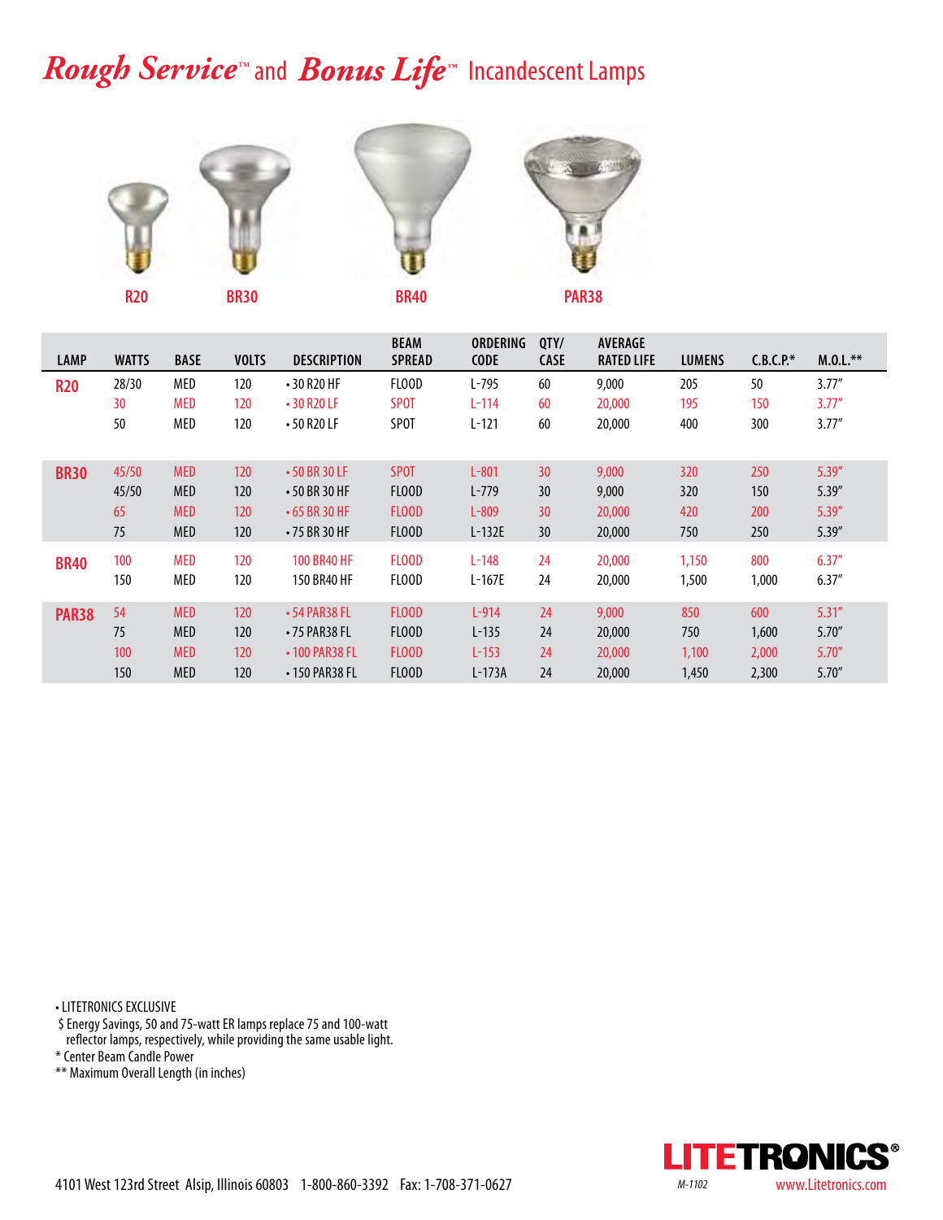# *Rough Service*™ and *Bonus Life*™ Incandescent Lamps

R20 BR30 BR40 PAR38

| LAMP | WATTS | BASE | VOLTS | DESCRIPTION | BEAM SPREAD | ORDERING CODE | QTY/ CASE | AVERAGE RATED LIFE | LUMENS | C.B.C.P.* | M.O.L.** |
|---|---|---|---|---|---|---|---|---|---|---|---|
| R20 | 28/30 | MED | 120 | • 30 R20 HF | FLOOD | L-795 | 60 | 9,000 | 205 | 50 | 3.77″ |
| | 30 | MED | 120 | • 30 R20 LF | SPOT | L-114 | 60 | 20,000 | 195 | 150 | 3.77″ |
| | 50 | MED | 120 | • 50 R20 LF | SPOT | L-121 | 60 | 20,000 | 400 | 300 | 3.77″ |
| BR30 | 45/50 | MED | 120 | • 50 BR 30 LF | SPOT | L-801 | 30 | 9,000 | 320 | 250 | 5.39″ |
| | 45/50 | MED | 120 | • 50 BR 30 HF | FLOOD | L-779 | 30 | 9,000 | 320 | 150 | 5.39″ |
| | 65 | MED | 120 | • 65 BR 30 HF | FLOOD | L-809 | 30 | 20,000 | 420 | 200 | 5.39″ |
| | 75 | MED | 120 | • 75 BR 30 HF | FLOOD | L-132E | 30 | 20,000 | 750 | 250 | 5.39″ |
| BR40 | 100 | MED | 120 | 100 BR40 HF | FLOOD | L-148 | 24 | 20,000 | 1,150 | 800 | 6.37″ |
| | 150 | MED | 120 | 150 BR40 HF | FLOOD | L-167E | 24 | 20,000 | 1,500 | 1,000 | 6.37″ |
| PAR38 | 54 | MED | 120 | • 54 PAR38 FL | FLOOD | L-914 | 24 | 9,000 | 850 | 600 | 5.31″ |
| | 75 | MED | 120 | • 75 PAR38 FL | FLOOD | L-135 | 24 | 20,000 | 750 | 1,600 | 5.70″ |
| | 100 | MED | 120 | • 100 PAR38 FL | FLOOD | L-153 | 24 | 20,000 | 1,100 | 2,000 | 5.70″ |
| | 150 | MED | 120 | • 150 PAR38 FL | FLOOD | L-173A | 24 | 20,000 | 1,450 | 2,300 | 5.70″ |

• LITETRONICS EXCLUSIVE
$ Energy Savings, 50 and 75-watt ER lamps replace 75 and 100-watt reflector lamps, respectively, while providing the same usable light.
* Center Beam Candle Power
** Maximum Overall Length (in inches)

4101 West 123rd Street Alsip, Illinois 60803 1-800-860-3392 Fax: 1-708-371-0627

LITETRONICS®
M-1102
www.Litetronics.com